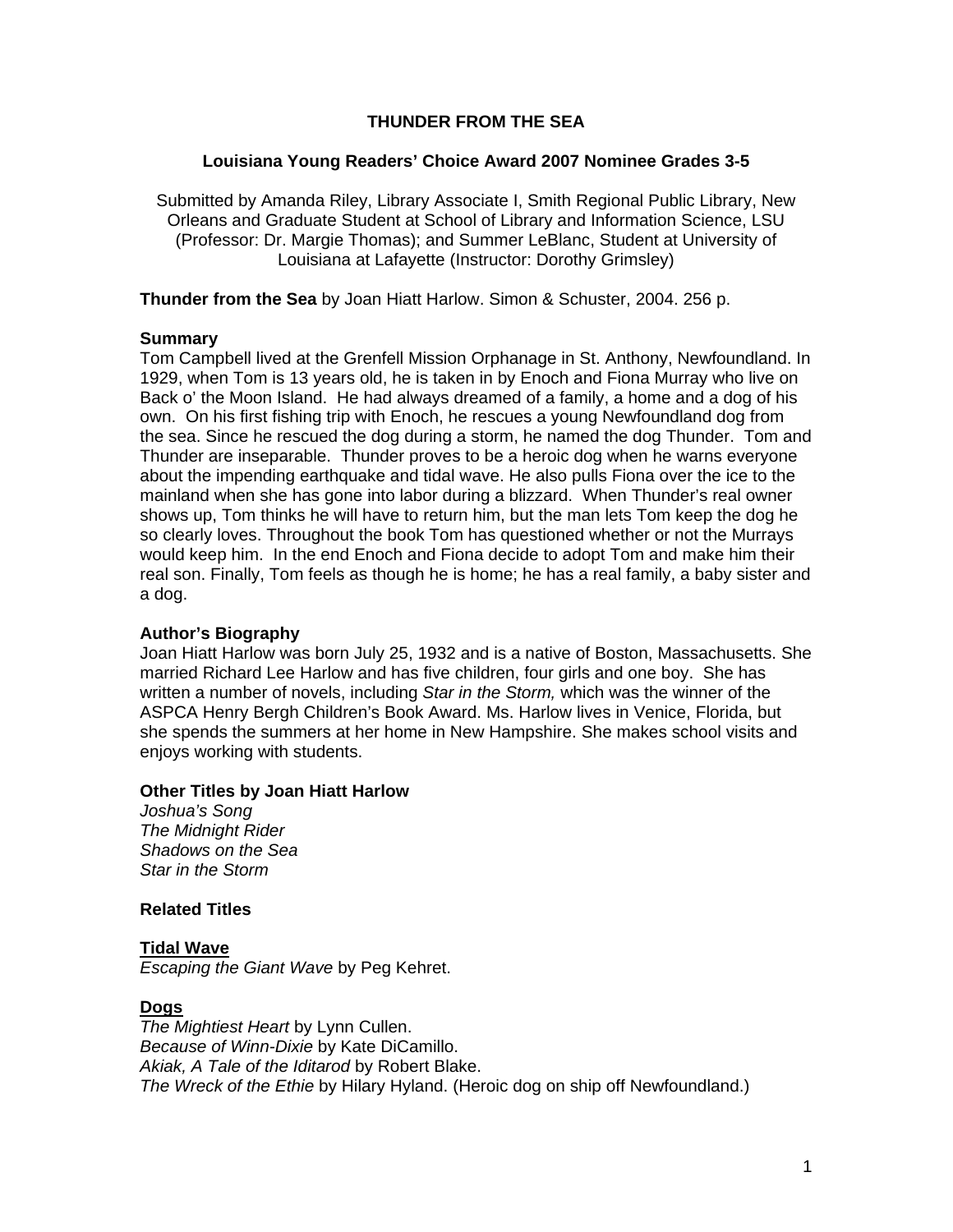# THUNDER FROM THE SEA

## Louisiana Young Readers' Choice Award 2007 Nominee Grades 3-5

Submitted by Amanda Riley, Library Associate I, Smith Regional Public Library, New Orleans and Graduate Student at School of Library and Information Science, LSU (Professor: Dr. Margie Thomas); and Summer LeBlanc, Student at University of Louisiana at Lafayette (Instructor: Dorothy Grimsley)

**Thunder from the Sea** by Joan Hiatt Harlow. Simon & Schuster, 2004. 256 p.

### Summary

Tom Campbell lived at the Grenfell Mission Orphanage in St. Anthony, Newfoundland. In 1929, when Tom is 13 years old, he is taken in by Enoch and Fiona Murray who live on Back o' the Moon Island. He had always dreamed of a family, a home and a dog of his own. On his first fishing trip with Enoch, he rescues a young Newfoundland dog from the sea. Since he rescued the dog during a storm, he named the dog Thunder. Tom and Thunder are inseparable. Thunder proves to be a heroic dog when he warns everyone about the impending earthquake and tidal wave. He also pulls Fiona over the ice to the mainland when she has gone into labor during a blizzard. When Thunder's real owner shows up, Tom thinks he will have to return him, but the man lets Tom keep the dog he so clearly loves. Throughout the book Tom has questioned whether or not the Murrays would keep him. In the end Enoch and Fiona decide to adopt Tom and make him their real son. Finally, Tom feels as though he is home; he has a real family, a baby sister and a dog.

### Author's Biography

Joan Hiatt Harlow was born July 25, 1932 and is a native of Boston, Massachusetts. She married Richard Lee Harlow and has five children, four girls and one boy. She has written a number of novels, including *Star in the Storm,* which was the winner of the ASPCA Henry Bergh Children's Book Award. Ms. Harlow lives in Venice, Florida, but she spends the summers at her home in New Hampshire. She makes school visits and enjoys working with students.

### Other Titles by Joan Hiatt Harlow

*Joshua's Song*
*The Midnight Rider*
*Shadows on the Sea*
*Star in the Storm*

### Related Titles

#### Tidal Wave

*Escaping the Giant Wave* by Peg Kehret.

#### Dogs

*The Mightiest Heart* by Lynn Cullen.
*Because of Winn-Dixie* by Kate DiCamillo.
*Akiak, A Tale of the Iditarod* by Robert Blake.
*The Wreck of the Ethie* by Hilary Hyland. (Heroic dog on ship off Newfoundland.)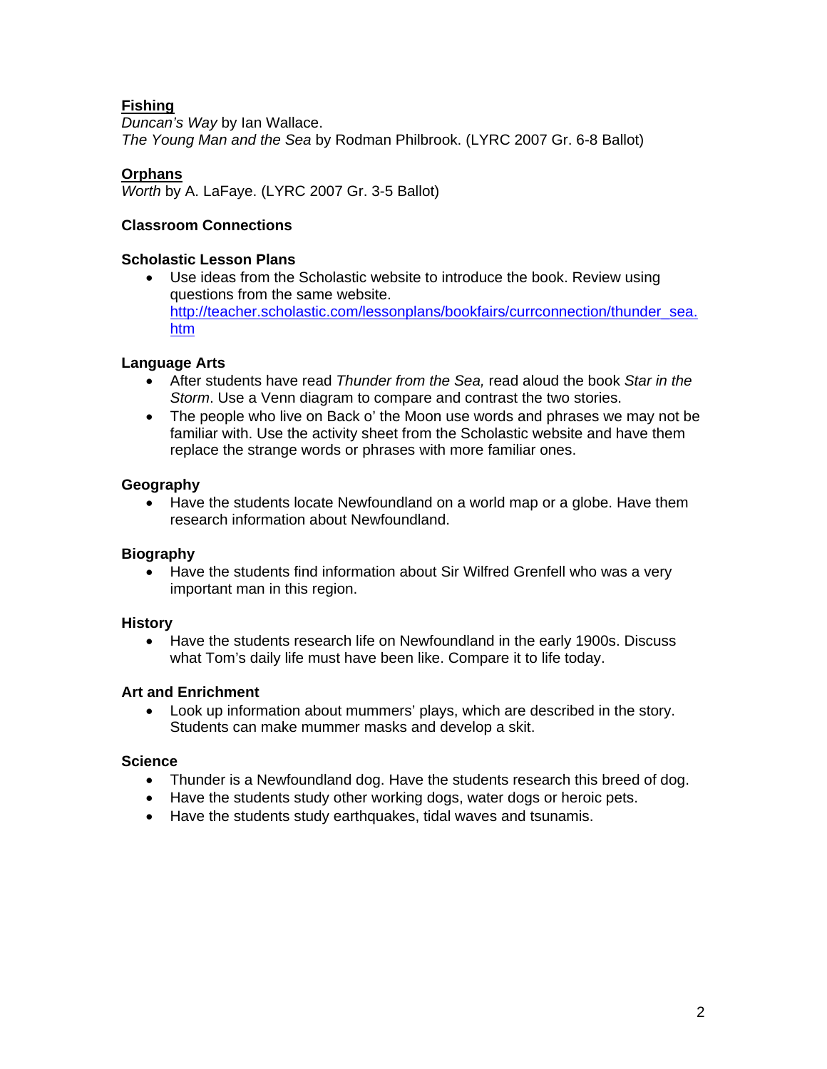**<u>Fishing</u>**
*Duncan's Way* by Ian Wallace.
*The Young Man and the Sea* by Rodman Philbrook. (LYRC 2007 Gr. 6-8 Ballot)

**<u>Orphans</u>**
*Worth* by A. LaFaye. (LYRC 2007 Gr. 3-5 Ballot)

**Classroom Connections**

**Scholastic Lesson Plans**

- Use ideas from the Scholastic website to introduce the book. Review using questions from the same website. [http://teacher.scholastic.com/lessonplans/bookfairs/currconnection/thunder_sea.htm](http://teacher.scholastic.com/lessonplans/bookfairs/currconnection/thunder_sea.htm)

**Language Arts**

- After students have read *Thunder from the Sea,* read aloud the book *Star in the Storm*. Use a Venn diagram to compare and contrast the two stories.
- The people who live on Back o' the Moon use words and phrases we may not be familiar with. Use the activity sheet from the Scholastic website and have them replace the strange words or phrases with more familiar ones.

**Geography**

- Have the students locate Newfoundland on a world map or a globe. Have them research information about Newfoundland.

**Biography**

- Have the students find information about Sir Wilfred Grenfell who was a very important man in this region.

**History**

- Have the students research life on Newfoundland in the early 1900s. Discuss what Tom's daily life must have been like. Compare it to life today.

**Art and Enrichment**

- Look up information about mummers' plays, which are described in the story. Students can make mummer masks and develop a skit.

**Science**

- Thunder is a Newfoundland dog. Have the students research this breed of dog.
- Have the students study other working dogs, water dogs or heroic pets.
- Have the students study earthquakes, tidal waves and tsunamis.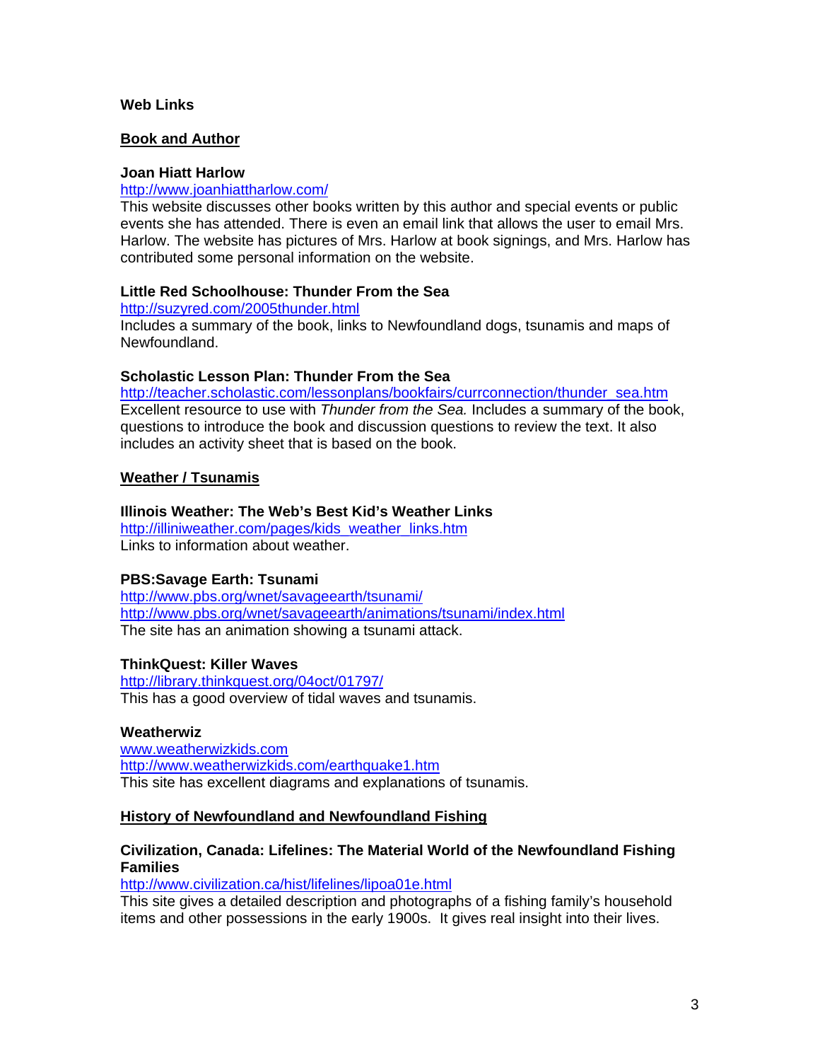**Web Links**

**<u>Book and Author</u>**

**Joan Hiatt Harlow**

http://www.joanhiattharlow.com/

This website discusses other books written by this author and special events or public events she has attended. There is even an email link that allows the user to email Mrs. Harlow. The website has pictures of Mrs. Harlow at book signings, and Mrs. Harlow has contributed some personal information on the website.

**Little Red Schoolhouse: Thunder From the Sea**

http://suzyred.com/2005thunder.html

Includes a summary of the book, links to Newfoundland dogs, tsunamis and maps of Newfoundland.

**Scholastic Lesson Plan: Thunder From the Sea**

http://teacher.scholastic.com/lessonplans/bookfairs/currconnection/thunder_sea.htm

Excellent resource to use with *Thunder from the Sea.* Includes a summary of the book, questions to introduce the book and discussion questions to review the text. It also includes an activity sheet that is based on the book.

**<u>Weather / Tsunamis</u>**

**Illinois Weather: The Web's Best Kid's Weather Links**

http://illiniweather.com/pages/kids_weather_links.htm

Links to information about weather.

**PBS:Savage Earth: Tsunami**

http://www.pbs.org/wnet/savageearth/tsunami/

http://www.pbs.org/wnet/savageearth/animations/tsunami/index.html

The site has an animation showing a tsunami attack.

**ThinkQuest: Killer Waves**

http://library.thinkquest.org/04oct/01797/

This has a good overview of tidal waves and tsunamis.

**Weatherwiz**

www.weatherwizkids.com

http://www.weatherwizkids.com/earthquake1.htm

This site has excellent diagrams and explanations of tsunamis.

**<u>History of Newfoundland and Newfoundland Fishing</u>**

**Civilization, Canada: Lifelines: The Material World of the Newfoundland Fishing Families**

http://www.civilization.ca/hist/lifelines/lipoa01e.html

This site gives a detailed description and photographs of a fishing family's household items and other possessions in the early 1900s. It gives real insight into their lives.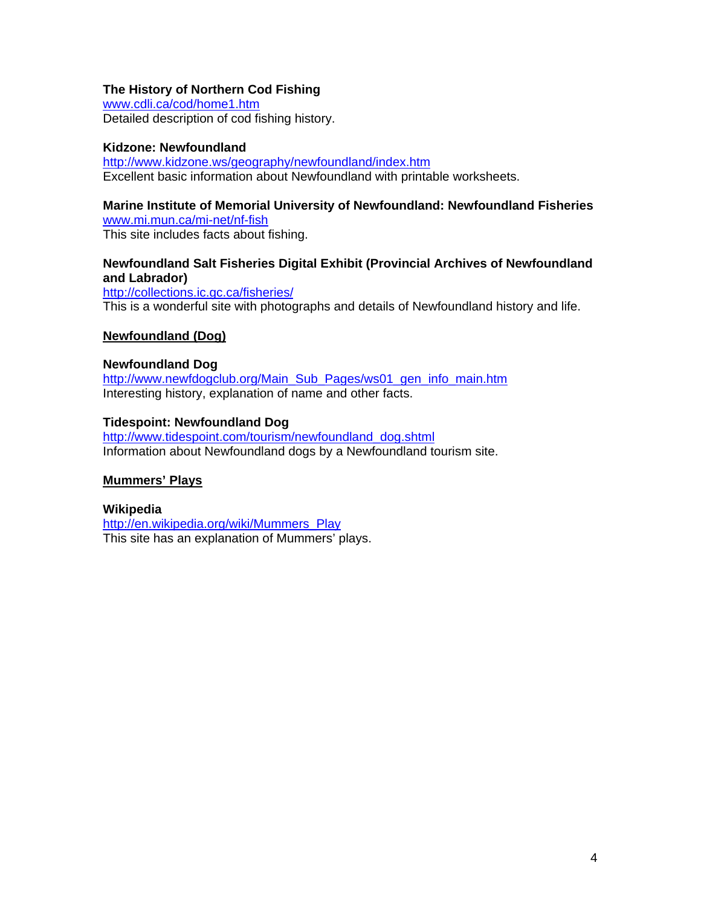**The History of Northern Cod Fishing**
www.cdli.ca/cod/home1.htm
Detailed description of cod fishing history.

**Kidzone: Newfoundland**
http://www.kidzone.ws/geography/newfoundland/index.htm
Excellent basic information about Newfoundland with printable worksheets.

**Marine Institute of Memorial University of Newfoundland: Newfoundland Fisheries**
www.mi.mun.ca/mi-net/nf-fish
This site includes facts about fishing.

**Newfoundland Salt Fisheries Digital Exhibit (Provincial Archives of Newfoundland and Labrador)**
http://collections.ic.gc.ca/fisheries/
This is a wonderful site with photographs and details of Newfoundland history and life.

## Newfoundland (Dog)

**Newfoundland Dog**
http://www.newfdogclub.org/Main_Sub_Pages/ws01_gen_info_main.htm
Interesting history, explanation of name and other facts.

**Tidespoint: Newfoundland Dog**
http://www.tidespoint.com/tourism/newfoundland_dog.shtml
Information about Newfoundland dogs by a Newfoundland tourism site.

## Mummers' Plays

**Wikipedia**
http://en.wikipedia.org/wiki/Mummers_Play
This site has an explanation of Mummers' plays.